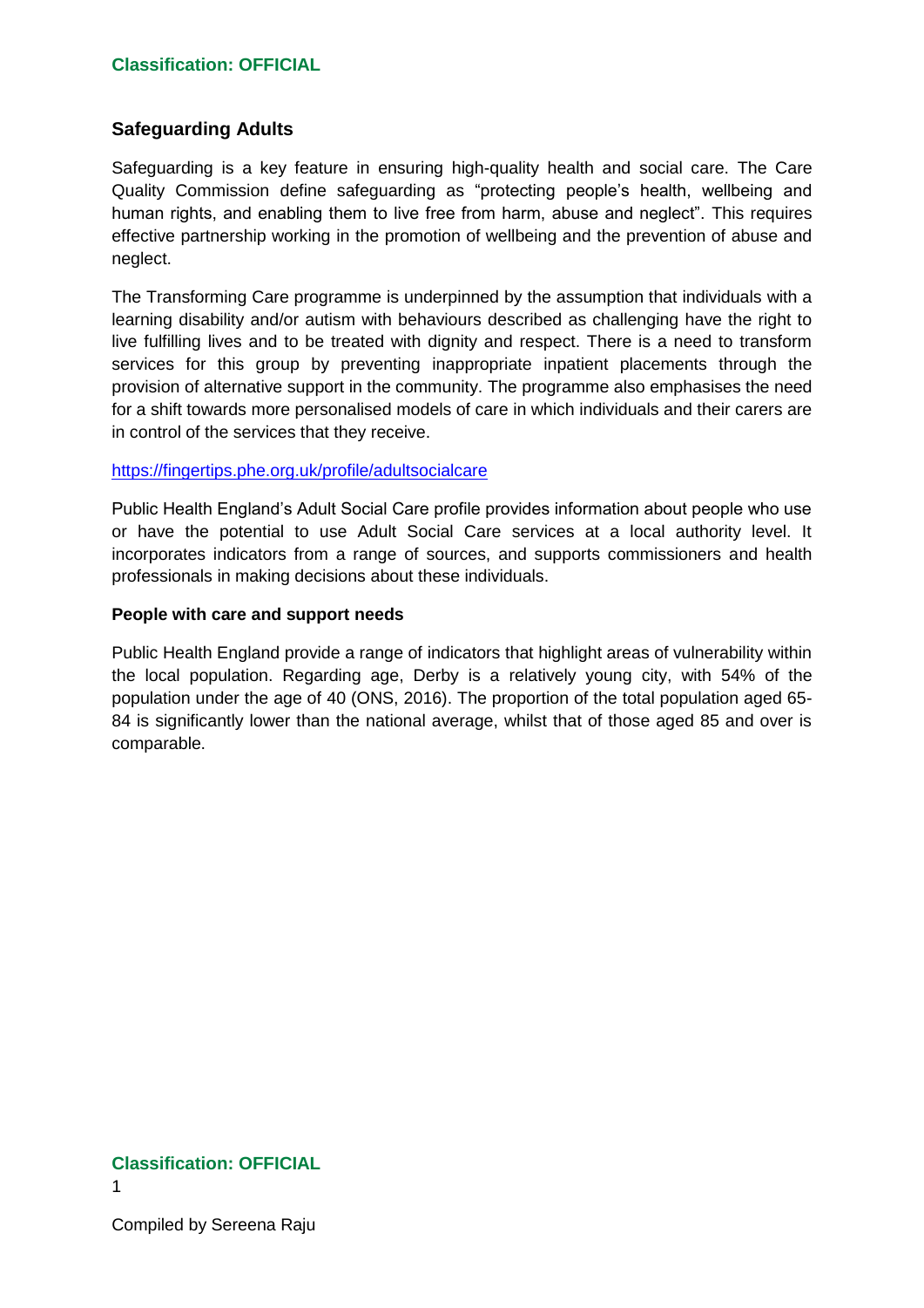## Safeguarding Adults

Safeguarding is a key feature in ensuring high-quality health and social care. The Care Quality Commission define safeguarding as "protecting people's health, wellbeing and human rights, and enabling them to live free from harm, abuse and neglect". This requires effective partnership working in the promotion of wellbeing and the prevention of abuse and neglect.

The Transforming Care programme is underpinned by the assumption that individuals with a learning disability and/or autism with behaviours described as challenging have the right to live fulfilling lives and to be treated with dignity and respect. There is a need to transform services for this group by preventing inappropriate inpatient placements through the provision of alternative support in the community. The programme also emphasises the need for a shift towards more personalised models of care in which individuals and their carers are in control of the services that they receive.

https://fingertips.phe.org.uk/profile/adultsocialcare

Public Health England's Adult Social Care profile provides information about people who use or have the potential to use Adult Social Care services at a local authority level. It incorporates indicators from a range of sources, and supports commissioners and health professionals in making decisions about these individuals.

### People with care and support needs

Public Health England provide a range of indicators that highlight areas of vulnerability within the local population. Regarding age, Derby is a relatively young city, with 54% of the population under the age of 40 (ONS, 2016). The proportion of the total population aged 65-84 is significantly lower than the national average, whilst that of those aged 85 and over is comparable.

Compiled by Sereena Raju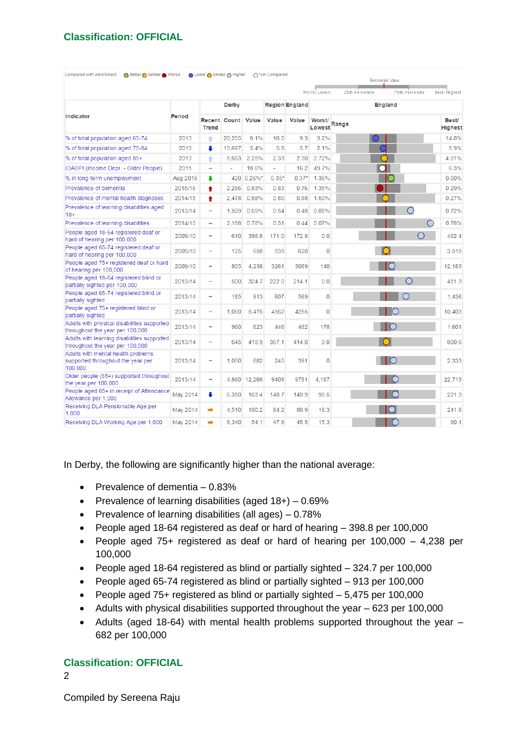Compared with benchmark: Better / Similar / Worse; Lower / Similar / Higher; Not Compared

| Indicator | Period | Derby | | | Region | England | England | | |
|---|---|---|---|---|---|---|---|---|---|
| | | Recent Trend | Count | Value | Value | Value | Worst/ Lowest | Range | Best/ Highest |
| % of total population aged 65-74 | 2013 | ↑ | 20,255 | 8.1% | 10.0 | 9.3 | 3.2% | | 14.0% |
| % of total population aged 75-84 | 2013 | ↓ | 13,697 | 5.4% | 5.8 | 5.7 | 2.1% | | 8.9% |
| % of total population aged 85+ | 2013 | ↑ | 5,663 | 2.25% | 2.33 | 2.30 | 0.72% | | 4.01% |
| IDAOPI (Income Depr. - Older People) | 2015 | – | - | 18.6% | - | 16.2 | 49.7% | | 6.3% |
| % in long-term unemployment | Aug 2016 | ↓ | 420 | 0.26%* | 0.35* | 0.37* | 1.36% | | 0.00% |
| Prevalence of dementia | 2015/16 | ↑ | 2,256 | 0.83% | 0.83 | 0.76 | 1.35% | | 0.29% |
| Prevalence of mental health diagnoses | 2014/15 | ↑ | 2,478 | 0.88% | 0.80 | 0.88 | 1.50% | | 0.27% |
| Prevalence of learning disabilities aged 18+ | 2013/14 | – | 1,509 | 0.69% | 0.54 | 0.48 | 0.05% | | 0.72% |
| Prevalence of learning disabilities | 2014/15 | – | 2,188 | 0.78% | 0.51 | 0.44 | 0.07% | | 0.78% |
| People aged 18-64 registered deaf or hard of hearing per 100,000 | 2009/10 | – | 610 | 398.8 | 171.0 | 172.8 | 0.0 | | 492.4 |
| People aged 65-74 registered deaf or hard of hearing per 100,000 | 2009/10 | – | 125 | 658 | 539 | 620 | 0 | | 3,518 |
| People aged 75+ registered deaf or hard of hearing per 100,000 | 2009/10 | – | 805 | 4,238 | 3261 | 3089 | 140 | | 12,183 |
| People aged 18-64 registered blind or partially sighted per 100,000 | 2013/14 | – | 500 | 324.7 | 222.0 | 214.1 | 0.0 | | 451.3 |
| People aged 65-74 registered blind or partially sighted | 2013/14 | – | 185 | 913 | 607 | 569 | 0 | | 1,436 |
| People aged 75+ registered blind or partially sighted | 2013/14 | – | 1,060 | 5,475 | 4562 | 4255 | 0 | | 10,403 |
| Adults with physical disabilities supported throughout the year per 100,000 | 2013/14 | – | 960 | 623 | 446 | 462 | 178 | | 1,601 |
| Adults with learning disabilities supported throughout the year per 100,000 | 2013/14 | – | 645 | 418.9 | 387.1 | 414.0 | 0.0 | | 800.6 |
| Adults with mental health problems supported throughout the year per 100,000 | 2013/14 | – | 1,050 | 682 | 245 | 391 | 0 | | 2,333 |
| Older people (65+) supported throughout the year per 100,000 | 2013/14 | – | 4,860 | 12,268 | 9408 | 9781 | 4,187 | | 22,713 |
| People aged 65+ in receipt of Attendance Allowance per 1,000 | May 2014 | ↓ | 6,350 | 163.4 | 148.7 | 149.9 | 99.5 | | 221.3 |
| Receiving DLA Pensionable Age per 1,000 | May 2014 | → | 4,510 | 100.2 | 84.2 | 80.9 | 16.3 | | 241.9 |
| Receiving DLA Working Age per 1,000 | May 2014 | → | 8,340 | 54.1 | 47.8 | 45.5 | 15.3 | | 90.1 |

In Derby, the following are significantly higher than the national average:

- Prevalence of dementia – 0.83%
- Prevalence of learning disabilities (aged 18+) – 0.69%
- Prevalence of learning disabilities (all ages) – 0.78%
- People aged 18-64 registered as deaf or hard of hearing – 398.8 per 100,000
- People aged 75+ registered as deaf or hard of hearing per 100,000 – 4,238 per 100,000
- People aged 18-64 registered as blind or partially sighted – 324.7 per 100,000
- People aged 65-74 registered as blind or partially sighted – 913 per 100,000
- People aged 75+ registered as blind or partially sighted – 5,475 per 100,000
- Adults with physical disabilities supported throughout the year – 623 per 100,000
- Adults (aged 18-64) with mental health problems supported throughout the year – 682 per 100,000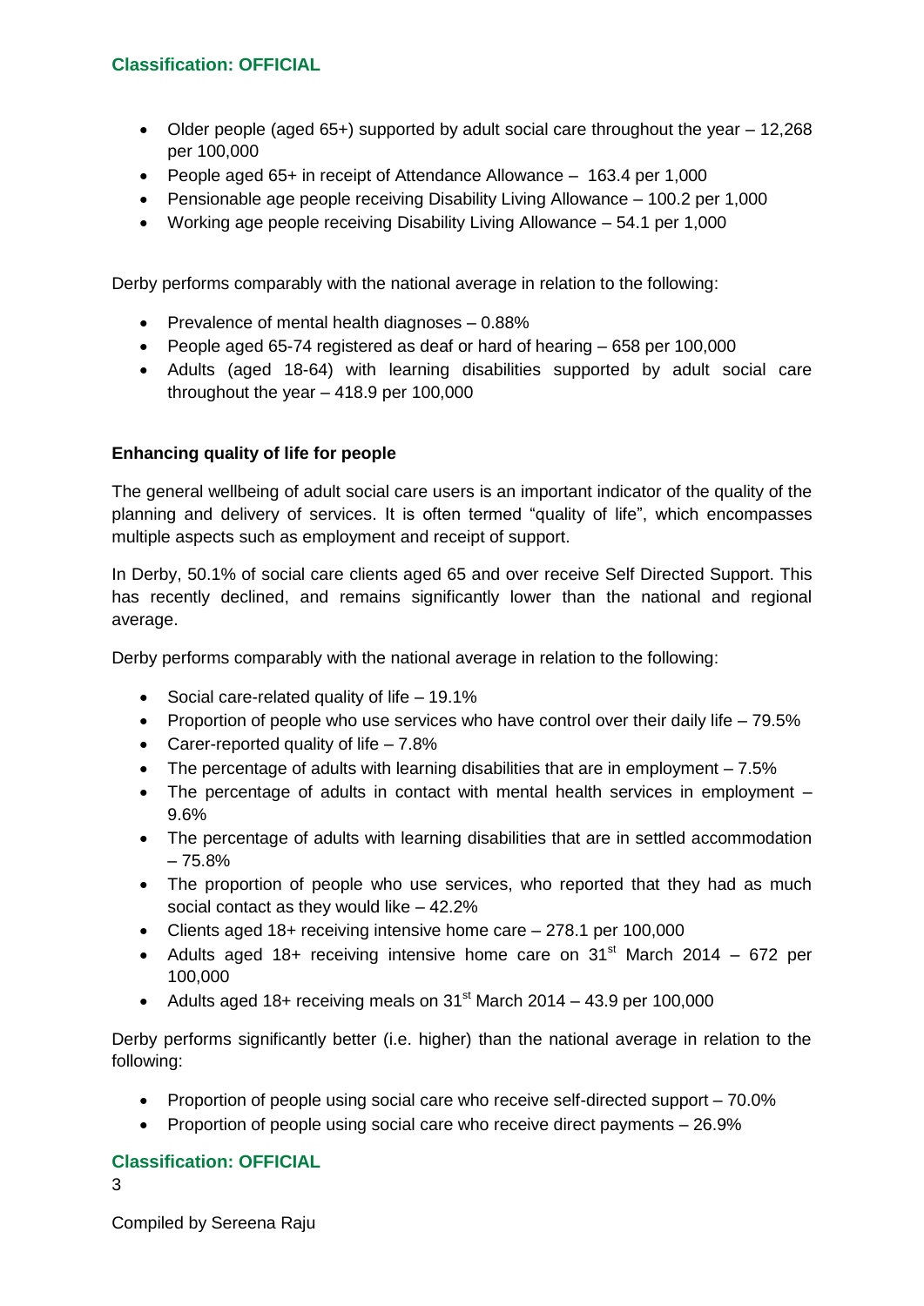- Older people (aged 65+) supported by adult social care throughout the year – 12,268 per 100,000
- People aged 65+ in receipt of Attendance Allowance – 163.4 per 1,000
- Pensionable age people receiving Disability Living Allowance – 100.2 per 1,000
- Working age people receiving Disability Living Allowance – 54.1 per 1,000

Derby performs comparably with the national average in relation to the following:

- Prevalence of mental health diagnoses – 0.88%
- People aged 65-74 registered as deaf or hard of hearing – 658 per 100,000
- Adults (aged 18-64) with learning disabilities supported by adult social care throughout the year – 418.9 per 100,000

**Enhancing quality of life for people**

The general wellbeing of adult social care users is an important indicator of the quality of the planning and delivery of services. It is often termed "quality of life", which encompasses multiple aspects such as employment and receipt of support.

In Derby, 50.1% of social care clients aged 65 and over receive Self Directed Support. This has recently declined, and remains significantly lower than the national and regional average.

Derby performs comparably with the national average in relation to the following:

- Social care-related quality of life – 19.1%
- Proportion of people who use services who have control over their daily life – 79.5%
- Carer-reported quality of life – 7.8%
- The percentage of adults with learning disabilities that are in employment – 7.5%
- The percentage of adults in contact with mental health services in employment – 9.6%
- The percentage of adults with learning disabilities that are in settled accommodation – 75.8%
- The proportion of people who use services, who reported that they had as much social contact as they would like – 42.2%
- Clients aged 18+ receiving intensive home care – 278.1 per 100,000
- Adults aged 18+ receiving intensive home care on 31st March 2014 – 672 per 100,000
- Adults aged 18+ receiving meals on 31st March 2014 – 43.9 per 100,000

Derby performs significantly better (i.e. higher) than the national average in relation to the following:

- Proportion of people using social care who receive self-directed support – 70.0%
- Proportion of people using social care who receive direct payments – 26.9%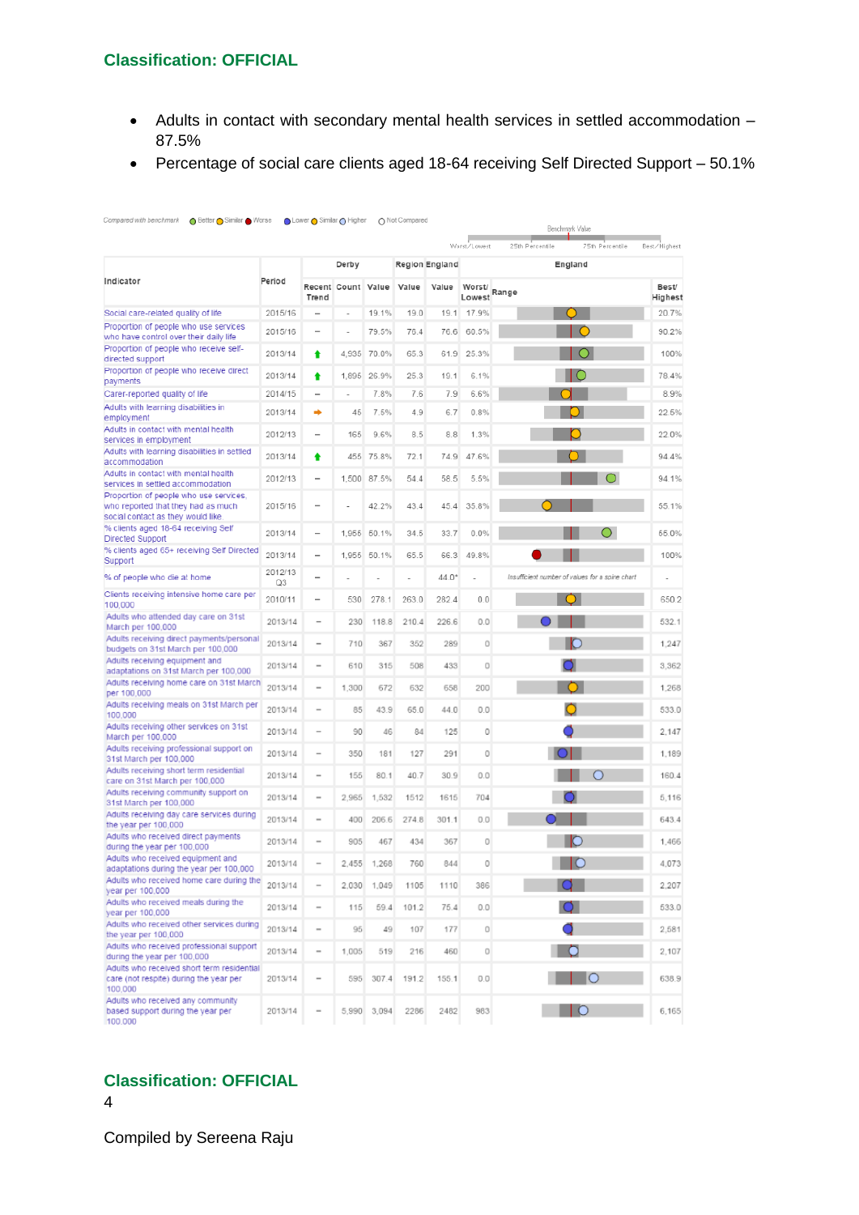- Adults in contact with secondary mental health services in settled accommodation – 87.5%
- Percentage of social care clients aged 18-64 receiving Self Directed Support – 50.1%

Compared with benchmark: Better / Similar / Worse; Lower / Similar / Higher; Not Compared

| Indicator | Period | Derby | | | Region | England | England | | |
|---|---|---|---|---|---|---|---|---|---|
| | | Recent Trend | Count | Value | Value | Value | Worst/ Lowest | Range | Best/ Highest |
| Social care-related quality of life | 2015/16 | – | - | 19.1% | 19.0 | 19.1 | 17.9% | | 20.7% |
| Proportion of people who use services who have control over their daily life | 2015/16 | – | - | 79.5% | 78.4 | 76.6 | 60.5% | | 90.2% |
| Proportion of people who receive self-directed support | 2013/14 | ⬆ | 4,935 | 70.0% | 65.3 | 61.9 | 25.3% | | 100% |
| Proportion of people who receive direct payments | 2013/14 | ⬆ | 1,895 | 26.9% | 25.3 | 19.1 | 6.1% | | 78.4% |
| Carer-reported quality of life | 2014/15 | – | - | 7.8% | 7.6 | 7.9 | 6.6% | | 8.9% |
| Adults with learning disabilities in employment | 2013/14 | ➡ | 45 | 7.5% | 4.9 | 6.7 | 0.8% | | 22.5% |
| Adults in contact with mental health services in employment | 2012/13 | – | 165 | 9.6% | 8.5 | 8.8 | 1.3% | | 22.0% |
| Adults with learning disabilities in settled accommodation | 2013/14 | ⬆ | 455 | 75.8% | 72.1 | 74.9 | 47.6% | | 94.4% |
| Adults in contact with mental health services in settled accommodation | 2012/13 | – | 1,500 | 87.5% | 54.4 | 58.5 | 5.5% | | 94.1% |
| Proportion of people who use services, who reported that they had as much social contact as they would like | 2015/16 | – | - | 42.2% | 43.4 | 45.4 | 35.8% | | 55.1% |
| % clients aged 18-64 receiving Self Directed Support | 2013/14 | – | 1,956 | 50.1% | 34.5 | 33.7 | 0.0% | | 65.0% |
| % clients aged 65+ receiving Self Directed Support | 2013/14 | – | 1,955 | 50.1% | 65.5 | 66.3 | 49.8% | | 100% |
| % of people who die at home | 2012/13 Q3 | – | - | - | - | 44.0* | - | Insufficient number of values for a spine chart | - |
| Clients receiving intensive home care per 100,000 | 2010/11 | – | 530 | 278.1 | 263.0 | 282.4 | 0.0 | | 650.2 |
| Adults who attended day care on 31st March per 100,000 | 2013/14 | – | 230 | 118.8 | 210.4 | 226.6 | 0.0 | | 532.1 |
| Adults receiving direct payments/personal budgets on 31st March per 100,000 | 2013/14 | – | 710 | 367 | 352 | 289 | 0 | | 1,247 |
| Adults receiving equipment and adaptations on 31st March per 100,000 | 2013/14 | – | 610 | 315 | 508 | 433 | 0 | | 3,362 |
| Adults receiving home care on 31st March per 100,000 | 2013/14 | – | 1,300 | 672 | 632 | 658 | 200 | | 1,268 |
| Adults receiving meals on 31st March per 100,000 | 2013/14 | – | 85 | 43.9 | 65.0 | 44.0 | 0.0 | | 533.0 |
| Adults receiving other services on 31st March per 100,000 | 2013/14 | – | 90 | 46 | 84 | 125 | 0 | | 2,147 |
| Adults receiving professional support on 31st March per 100,000 | 2013/14 | – | 350 | 181 | 127 | 291 | 0 | | 1,189 |
| Adults receiving short term residential care on 31st March per 100,000 | 2013/14 | – | 155 | 80.1 | 40.7 | 30.9 | 0.0 | | 160.4 |
| Adults receiving community support on 31st March per 100,000 | 2013/14 | – | 2,965 | 1,532 | 1512 | 1615 | 704 | | 5,116 |
| Adults receiving day care services during the year per 100,000 | 2013/14 | – | 400 | 206.6 | 274.8 | 301.1 | 0.0 | | 643.4 |
| Adults who received direct payments during the year per 100,000 | 2013/14 | – | 905 | 467 | 434 | 367 | 0 | | 1,466 |
| Adults who received equipment and adaptations during the year per 100,000 | 2013/14 | – | 2,455 | 1,268 | 760 | 844 | 0 | | 4,073 |
| Adults who received home care during the year per 100,000 | 2013/14 | – | 2,030 | 1,049 | 1105 | 1110 | 386 | | 2,207 |
| Adults who received meals during the year per 100,000 | 2013/14 | – | 115 | 59.4 | 101.2 | 75.4 | 0.0 | | 533.0 |
| Adults who received other services during the year per 100,000 | 2013/14 | – | 95 | 49 | 107 | 177 | 0 | | 2,581 |
| Adults who received professional support during the year per 100,000 | 2013/14 | – | 1,005 | 519 | 216 | 460 | 0 | | 2,107 |
| Adults who received short term residential care (not respite) during the year per 100,000 | 2013/14 | – | 595 | 307.4 | 191.2 | 155.1 | 0.0 | | 638.9 |
| Adults who received any community based support during the year per 100,000 | 2013/14 | – | 5,990 | 3,094 | 2286 | 2482 | 983 | | 6,165 |

Compiled by Sereena Raju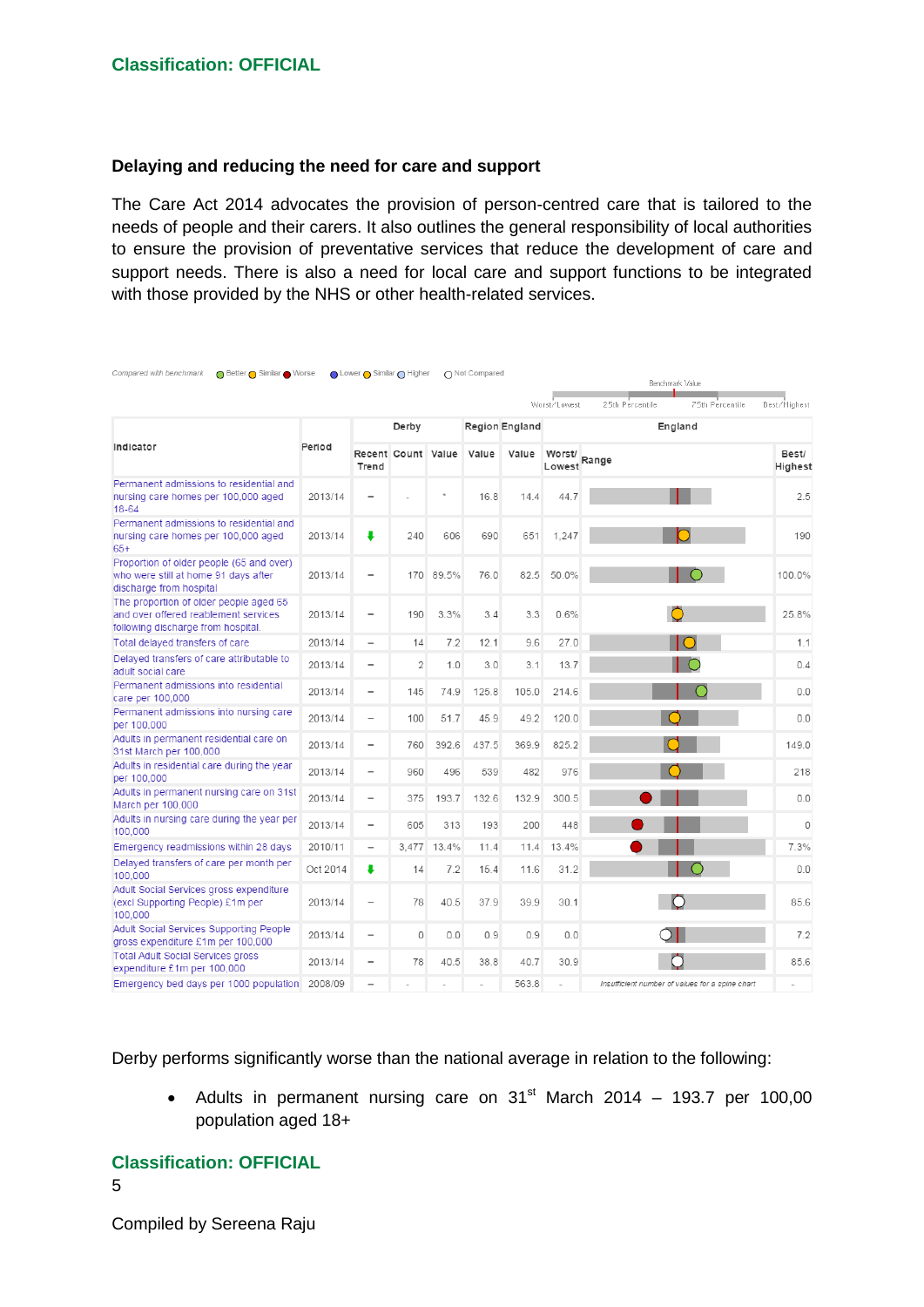**Delaying and reducing the need for care and support**

The Care Act 2014 advocates the provision of person-centred care that is tailored to the needs of people and their carers. It also outlines the general responsibility of local authorities to ensure the provision of preventative services that reduce the development of care and support needs. There is also a need for local care and support functions to be integrated with those provided by the NHS or other health-related services.

Compared with benchmark: Better / Similar / Worse; Lower / Similar / Higher; Not Compared

| Indicator | Period | Derby | | | Region | England | England | | |
|---|---|---|---|---|---|---|---|---|---|
| | | Recent Trend | Count | Value | Value | Value | Worst/Lowest | Range | Best/Highest |
| Permanent admissions to residential and nursing care homes per 100,000 aged 18-64 | 2013/14 | – | - | * | 16.8 | 14.4 | 44.7 | | 2.5 |
| Permanent admissions to residential and nursing care homes per 100,000 aged 65+ | 2013/14 | ⬇ | 240 | 606 | 690 | 651 | 1,247 | | 190 |
| Proportion of older people (65 and over) who were still at home 91 days after discharge from hospital | 2013/14 | – | 170 | 89.5% | 76.0 | 82.5 | 50.0% | | 100.0% |
| The proportion of older people aged 65 and over offered reablement services following discharge from hospital. | 2013/14 | – | 190 | 3.3% | 3.4 | 3.3 | 0.6% | | 25.8% |
| Total delayed transfers of care | 2013/14 | – | 14 | 7.2 | 12.1 | 9.6 | 27.0 | | 1.1 |
| Delayed transfers of care attributable to adult social care | 2013/14 | – | 2 | 1.0 | 3.0 | 3.1 | 13.7 | | 0.4 |
| Permanent admissions into residential care per 100,000 | 2013/14 | – | 145 | 74.9 | 125.8 | 105.0 | 214.6 | | 0.0 |
| Permanent admissions into nursing care per 100,000 | 2013/14 | – | 100 | 51.7 | 45.9 | 49.2 | 120.0 | | 0.0 |
| Adults in permanent residential care on 31st March per 100,000 | 2013/14 | – | 760 | 392.6 | 437.5 | 369.9 | 825.2 | | 149.0 |
| Adults in residential care during the year per 100,000 | 2013/14 | – | 960 | 496 | 539 | 482 | 976 | | 218 |
| Adults in permanent nursing care on 31st March per 100,000 | 2013/14 | – | 375 | 193.7 | 132.6 | 132.9 | 300.5 | | 0.0 |
| Adults in nursing care during the year per 100,000 | 2013/14 | – | 605 | 313 | 193 | 200 | 448 | | 0 |
| Emergency readmissions within 28 days | 2010/11 | – | 3,477 | 13.4% | 11.4 | 11.4 | 13.4% | | 7.3% |
| Delayed transfers of care per month per 100,000 | Oct 2014 | ⬇ | 14 | 7.2 | 15.4 | 11.6 | 31.2 | | 0.0 |
| Adult Social Services gross expenditure (excl Supporting People) £1m per 100,000 | 2013/14 | – | 78 | 40.5 | 37.9 | 39.9 | 30.1 | | 85.6 |
| Adult Social Services Supporting People gross expenditure £1m per 100,000 | 2013/14 | – | 0 | 0.0 | 0.9 | 0.9 | 0.0 | | 7.2 |
| Total Adult Social Services gross expenditure £1m per 100,000 | 2013/14 | – | 78 | 40.5 | 38.8 | 40.7 | 30.9 | | 85.6 |
| Emergency bed days per 1000 population | 2008/09 | – | - | - | - | 563.8 | - | Insufficient number of values for a spine chart | - |

Derby performs significantly worse than the national average in relation to the following:

- Adults in permanent nursing care on 31st March 2014 – 193.7 per 100,00 population aged 18+

Compiled by Sereena Raju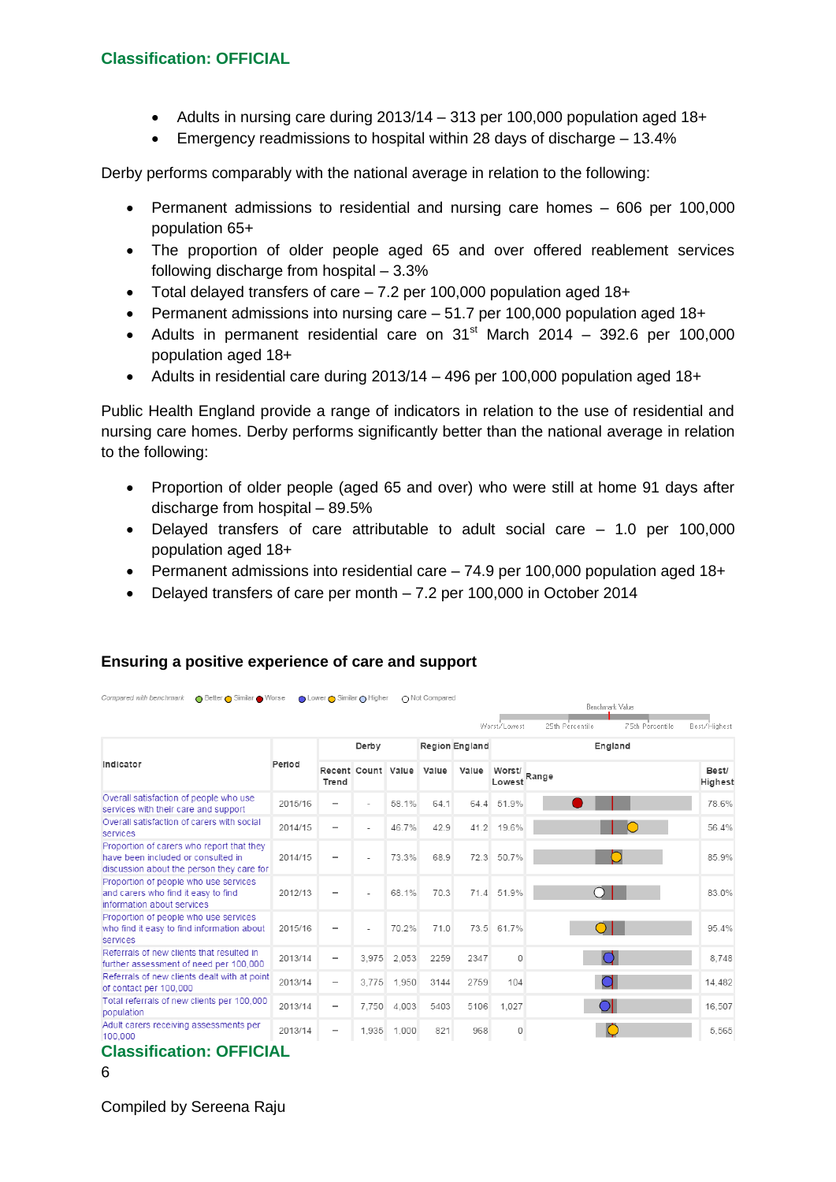- Adults in nursing care during 2013/14 – 313 per 100,000 population aged 18+
- Emergency readmissions to hospital within 28 days of discharge – 13.4%

Derby performs comparably with the national average in relation to the following:

- Permanent admissions to residential and nursing care homes – 606 per 100,000 population 65+
- The proportion of older people aged 65 and over offered reablement services following discharge from hospital – 3.3%
- Total delayed transfers of care – 7.2 per 100,000 population aged 18+
- Permanent admissions into nursing care – 51.7 per 100,000 population aged 18+
- Adults in permanent residential care on 31st March 2014 – 392.6 per 100,000 population aged 18+
- Adults in residential care during 2013/14 – 496 per 100,000 population aged 18+

Public Health England provide a range of indicators in relation to the use of residential and nursing care homes. Derby performs significantly better than the national average in relation to the following:

- Proportion of older people (aged 65 and over) who were still at home 91 days after discharge from hospital – 89.5%
- Delayed transfers of care attributable to adult social care – 1.0 per 100,000 population aged 18+
- Permanent admissions into residential care – 74.9 per 100,000 population aged 18+
- Delayed transfers of care per month – 7.2 per 100,000 in October 2014

## Ensuring a positive experience of care and support

Compared with benchmark: Better / Similar / Worse; Lower / Similar / Higher; Not Compared

| Indicator | Period | Derby | | | Region | England | England | | |
|---|---|---|---|---|---|---|---|---|---|
| | | Recent Trend | Count | Value | Value | Value | Worst/ Lowest | Range | Best/ Highest |
| Overall satisfaction of people who use services with their care and support | 2015/16 | – | - | 58.1% | 64.1 | 64.4 | 51.9% | | 78.6% |
| Overall satisfaction of carers with social services | 2014/15 | – | - | 46.7% | 42.9 | 41.2 | 19.6% | | 56.4% |
| Proportion of carers who report that they have been included or consulted in discussion about the person they care for | 2014/15 | – | - | 73.3% | 68.9 | 72.3 | 50.7% | | 85.9% |
| Proportion of people who use services and carers who find it easy to find information about services | 2012/13 | – | - | 68.1% | 70.3 | 71.4 | 51.9% | | 83.0% |
| Proportion of people who use services who find it easy to find information about services | 2015/16 | – | - | 70.2% | 71.0 | 73.5 | 61.7% | | 95.4% |
| Referrals of new clients that resulted in further assessment of need per 100,000 | 2013/14 | – | 3,975 | 2,053 | 2259 | 2347 | 0 | | 8,748 |
| Referrals of new clients dealt with at point of contact per 100,000 | 2013/14 | – | 3,775 | 1,950 | 3144 | 2759 | 104 | | 14,482 |
| Total referrals of new clients per 100,000 population | 2013/14 | – | 7,750 | 4,003 | 5403 | 5106 | 1,027 | | 16,507 |
| Adult carers receiving assessments per 100,000 | 2013/14 | – | 1,935 | 1,000 | 821 | 968 | 0 | | 5,565 |

Compiled by Sereena Raju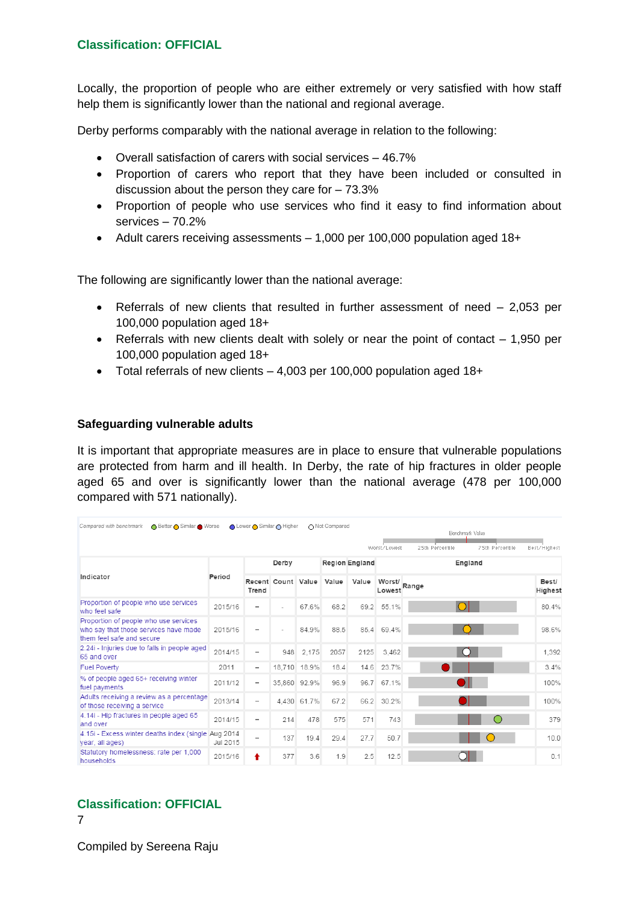Locally, the proportion of people who are either extremely or very satisfied with how staff help them is significantly lower than the national and regional average.

Derby performs comparably with the national average in relation to the following:

- Overall satisfaction of carers with social services – 46.7%
- Proportion of carers who report that they have been included or consulted in discussion about the person they care for – 73.3%
- Proportion of people who use services who find it easy to find information about services – 70.2%
- Adult carers receiving assessments – 1,000 per 100,000 population aged 18+

The following are significantly lower than the national average:

- Referrals of new clients that resulted in further assessment of need – 2,053 per 100,000 population aged 18+
- Referrals with new clients dealt with solely or near the point of contact – 1,950 per 100,000 population aged 18+
- Total referrals of new clients – 4,003 per 100,000 population aged 18+

### Safeguarding vulnerable adults

It is important that appropriate measures are in place to ensure that vulnerable populations are protected from harm and ill health. In Derby, the rate of hip fractures in older people aged 65 and over is significantly lower than the national average (478 per 100,000 compared with 571 nationally).

Compared with benchmark: Better / Similar / Worse; Lower / Similar / Higher; Not Compared

| Indicator | Period | Derby | | | Region | England | England | | |
|---|---|---|---|---|---|---|---|---|---|
| | | Recent Trend | Count | Value | Value | Value | Worst/ Lowest | Range | Best/ Highest |
| Proportion of people who use services who feel safe | 2015/16 | – | - | 67.6% | 68.2 | 69.2 | 55.1% | | 80.4% |
| Proportion of people who use services who say that those services have made them feel safe and secure | 2015/16 | – | - | 84.9% | 88.5 | 85.4 | 69.4% | | 98.6% |
| 2.24i - Injuries due to falls in people aged 65 and over | 2014/15 | – | 948 | 2,175 | 2057 | 2125 | 3,462 | | 1,392 |
| Fuel Poverty | 2011 | – | 18,710 | 18.9% | 18.4 | 14.6 | 23.7% | | 3.4% |
| % of people aged 65+ receiving winter fuel payments | 2011/12 | – | 35,860 | 92.9% | 96.9 | 96.7 | 67.1% | | 100% |
| Adults receiving a review as a percentage of those receiving a service | 2013/14 | – | 4,430 | 61.7% | 67.2 | 66.2 | 30.2% | | 100% |
| 4.14i - Hip fractures in people aged 65 and over | 2014/15 | – | 214 | 478 | 575 | 571 | 743 | | 379 |
| 4.15i - Excess winter deaths index (single year, all ages) | Aug 2014 - Jul 2015 | – | 137 | 19.4 | 29.4 | 27.7 | 50.7 | | 10.0 |
| Statutory homelessness: rate per 1,000 households | 2015/16 | ↑ | 377 | 3.6 | 1.9 | 2.5 | 12.5 | | 0.1 |

Compiled by Sereena Raju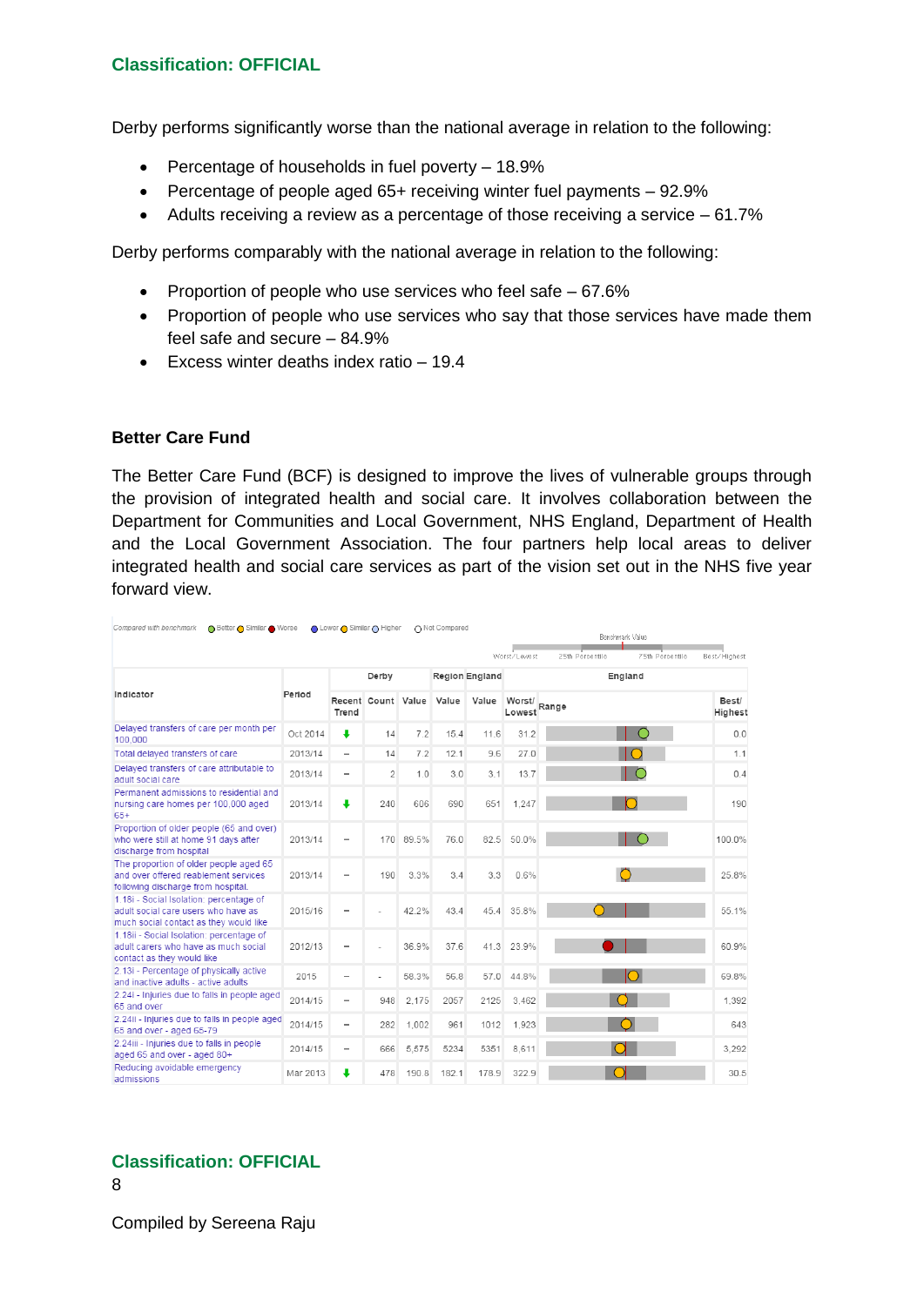Derby performs significantly worse than the national average in relation to the following:

- Percentage of households in fuel poverty – 18.9%
- Percentage of people aged 65+ receiving winter fuel payments – 92.9%
- Adults receiving a review as a percentage of those receiving a service – 61.7%

Derby performs comparably with the national average in relation to the following:

- Proportion of people who use services who feel safe – 67.6%
- Proportion of people who use services who say that those services have made them feel safe and secure – 84.9%
- Excess winter deaths index ratio – 19.4

**Better Care Fund**

The Better Care Fund (BCF) is designed to improve the lives of vulnerable groups through the provision of integrated health and social care. It involves collaboration between the Department for Communities and Local Government, NHS England, Department of Health and the Local Government Association. The four partners help local areas to deliver integrated health and social care services as part of the vision set out in the NHS five year forward view.

Compared with benchmark: Better / Similar / Worse; Lower / Similar / Higher; Not Compared

| Indicator | Period | Derby | | | Region | England | England | | |
|---|---|---|---|---|---|---|---|---|---|
| | | Recent Trend | Count | Value | Value | Value | Worst/ Lowest | Range | Best/ Highest |
| Delayed transfers of care per month per 100,000 | Oct 2014 | ↓ | 14 | 7.2 | 15.4 | 11.6 | 31.2 | | 0.0 |
| Total delayed transfers of care | 2013/14 | – | 14 | 7.2 | 12.1 | 9.6 | 27.0 | | 1.1 |
| Delayed transfers of care attributable to adult social care | 2013/14 | – | 2 | 1.0 | 3.0 | 3.1 | 13.7 | | 0.4 |
| Permanent admissions to residential and nursing care homes per 100,000 aged 65+ | 2013/14 | ↓ | 240 | 606 | 690 | 651 | 1,247 | | 190 |
| Proportion of older people (65 and over) who were still at home 91 days after discharge from hospital | 2013/14 | – | 170 | 89.5% | 76.0 | 82.5 | 50.0% | | 100.0% |
| The proportion of older people aged 65 and over offered reablement services following discharge from hospital. | 2013/14 | – | 190 | 3.3% | 3.4 | 3.3 | 0.6% | | 25.8% |
| 1.18i - Social Isolation: percentage of adult social care users who have as much social contact as they would like | 2015/16 | – | - | 42.2% | 43.4 | 45.4 | 35.8% | | 55.1% |
| 1.18ii - Social Isolation: percentage of adult carers who have as much social contact as they would like | 2012/13 | – | - | 36.9% | 37.6 | 41.3 | 23.9% | | 60.9% |
| 2.13i - Percentage of physically active and inactive adults - active adults | 2015 | – | - | 58.3% | 56.8 | 57.0 | 44.8% | | 69.8% |
| 2.24i - Injuries due to falls in people aged 65 and over | 2014/15 | – | 948 | 2,175 | 2057 | 2125 | 3,462 | | 1,392 |
| 2.24ii - Injuries due to falls in people aged 65 and over - aged 65-79 | 2014/15 | – | 282 | 1,002 | 961 | 1012 | 1,923 | | 643 |
| 2.24iii - Injuries due to falls in people aged 65 and over - aged 80+ | 2014/15 | – | 666 | 5,675 | 5234 | 5351 | 8,611 | | 3,292 |
| Reducing avoidable emergency admissions | Mar 2013 | ↓ | 478 | 190.8 | 182.1 | 178.9 | 322.9 | | 30.5 |

Compiled by Sereena Raju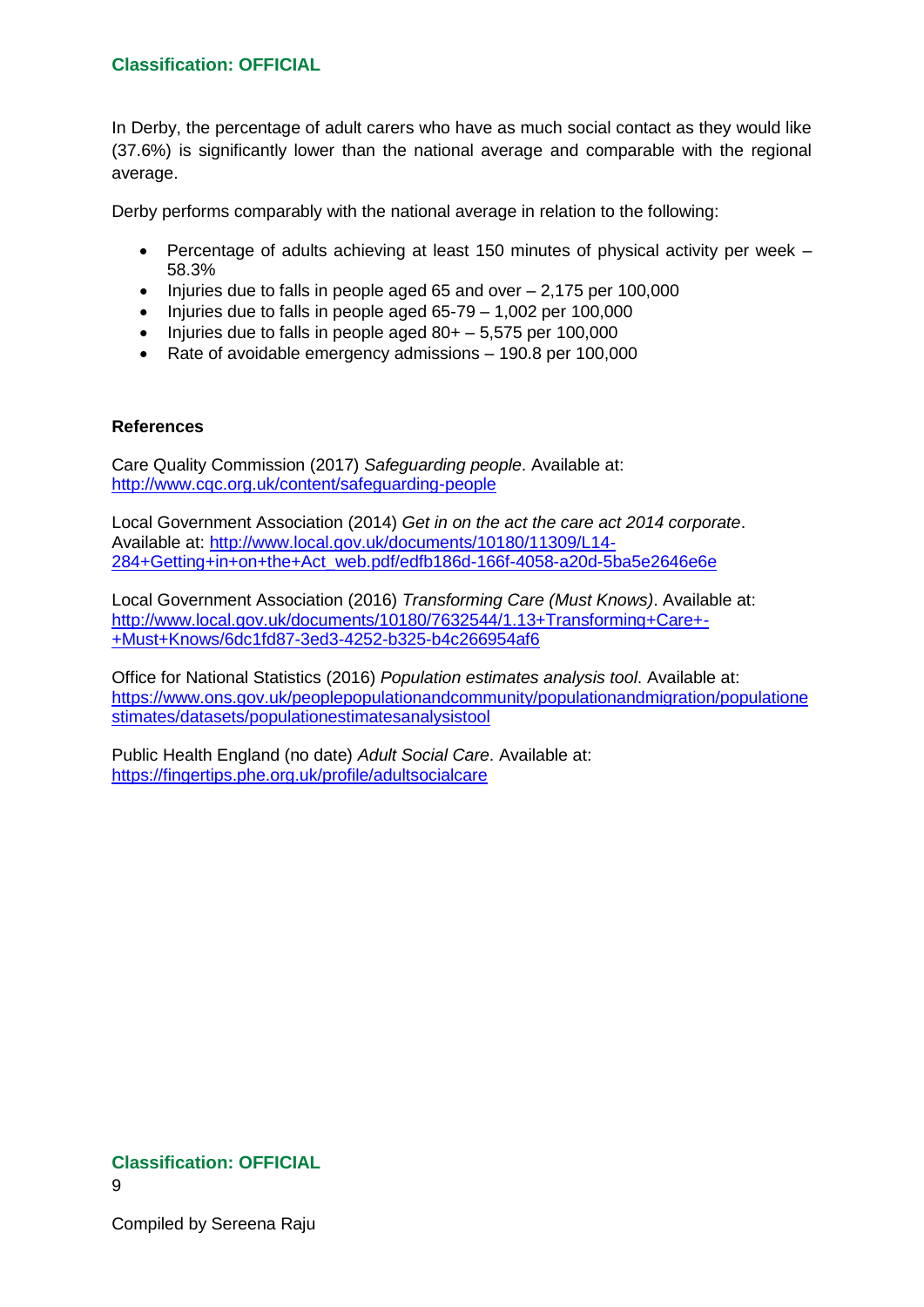In Derby, the percentage of adult carers who have as much social contact as they would like (37.6%) is significantly lower than the national average and comparable with the regional average.

Derby performs comparably with the national average in relation to the following:

- Percentage of adults achieving at least 150 minutes of physical activity per week – 58.3%
- Injuries due to falls in people aged 65 and over – 2,175 per 100,000
- Injuries due to falls in people aged 65-79 – 1,002 per 100,000
- Injuries due to falls in people aged 80+ – 5,575 per 100,000
- Rate of avoidable emergency admissions – 190.8 per 100,000

**References**

Care Quality Commission (2017) *Safeguarding people*. Available at: http://www.cqc.org.uk/content/safeguarding-people

Local Government Association (2014) *Get in on the act the care act 2014 corporate*. Available at: http://www.local.gov.uk/documents/10180/11309/L14-284+Getting+in+on+the+Act_web.pdf/edfb186d-166f-4058-a20d-5ba5e2646e6e

Local Government Association (2016) *Transforming Care (Must Knows)*. Available at: http://www.local.gov.uk/documents/10180/7632544/1.13+Transforming+Care+-+Must+Knows/6dc1fd87-3ed3-4252-b325-b4c266954af6

Office for National Statistics (2016) *Population estimates analysis tool*. Available at: https://www.ons.gov.uk/peoplepopulationandcommunity/populationandmigration/populationestimates/datasets/populationestimatesanalysistool

Public Health England (no date) *Adult Social Care*. Available at: https://fingertips.phe.org.uk/profile/adultsocialcare

Compiled by Sereena Raju